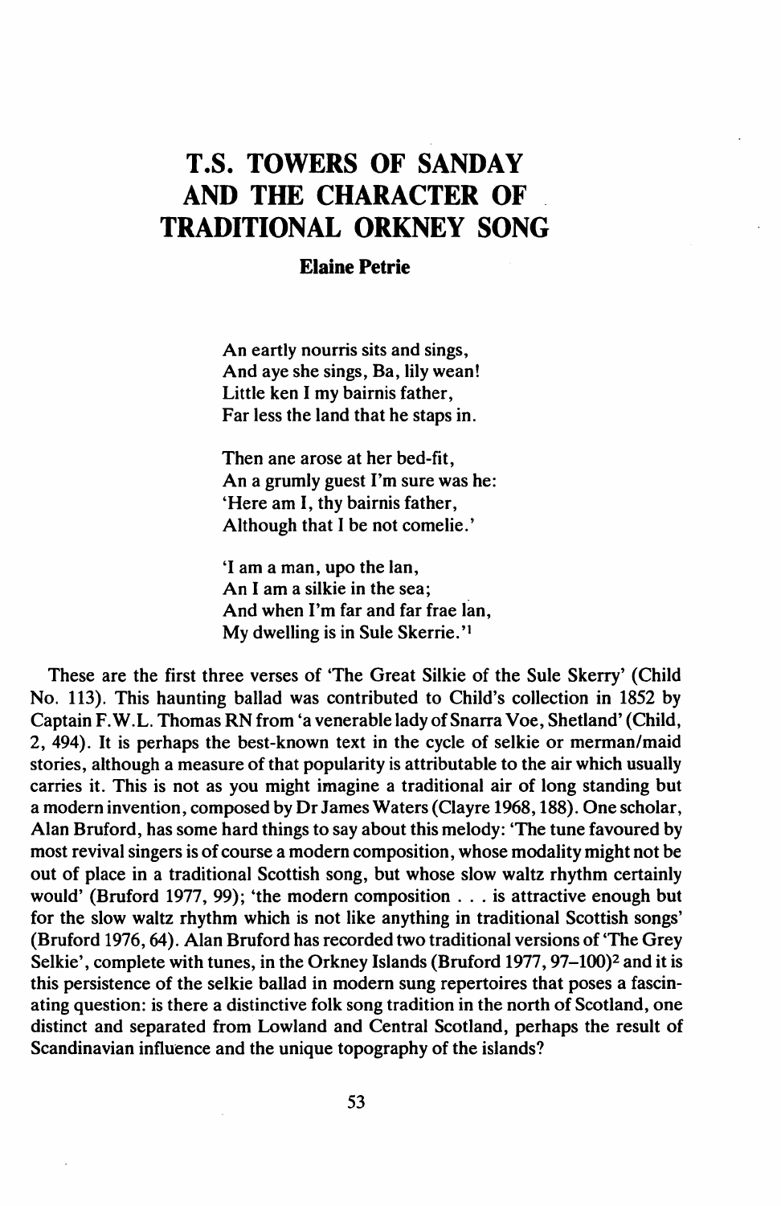# T.S. TOWERS OF SANDAY AND THE CHARACTER OF TRADITIONAL ORKNEY SONG

**Elaine Petrie**

> An eartly nourris sits and sings,
> And aye she sings, Ba, lily wean!
> Little ken I my bairnis father,
> Far less the land that he staps in.
>
> Then ane arose at her bed-fit,
> An a grumly guest I'm sure was he:
> 'Here am I, thy bairnis father,
> Although that I be not comelie.'
>
> 'I am a man, upo the lan,
> An I am a silkie in the sea;
> And when I'm far and far frae lan,
> My dwelling is in Sule Skerrie.'[1]

These are the first three verses of 'The Great Silkie of the Sule Skerry' (Child No. 113). This haunting ballad was contributed to Child's collection in 1852 by Captain F.W.L. Thomas RN from 'a venerable lady of Snarra Voe, Shetland' (Child, 2, 494). It is perhaps the best-known text in the cycle of selkie or merman/maid stories, although a measure of that popularity is attributable to the air which usually carries it. This is not as you might imagine a traditional air of long standing but a modern invention, composed by Dr James Waters (Clayre 1968, 188). One scholar, Alan Bruford, has some hard things to say about this melody: 'The tune favoured by most revival singers is of course a modern composition, whose modality might not be out of place in a traditional Scottish song, but whose slow waltz rhythm certainly would' (Bruford 1977, 99); 'the modern composition . . . is attractive enough but for the slow waltz rhythm which is not like anything in traditional Scottish songs' (Bruford 1976, 64). Alan Bruford has recorded two traditional versions of 'The Grey Selkie', complete with tunes, in the Orkney Islands (Bruford 1977, 97–100)[2] and it is this persistence of the selkie ballad in modern sung repertoires that poses a fascinating question: is there a distinctive folk song tradition in the north of Scotland, one distinct and separated from Lowland and Central Scotland, perhaps the result of Scandinavian influence and the unique topography of the islands?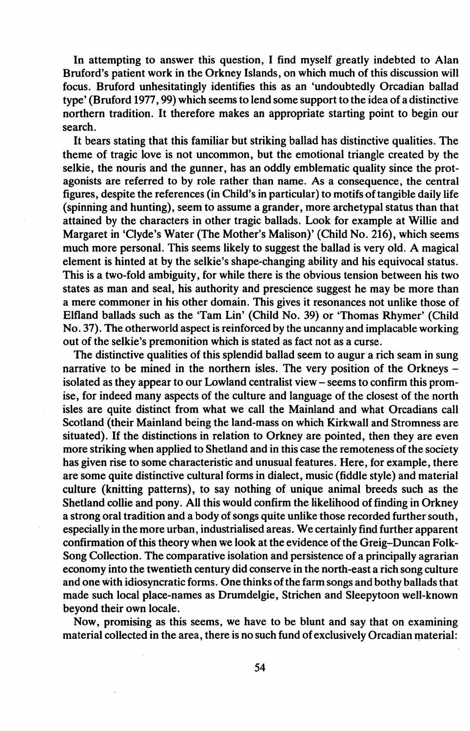In attempting to answer this question, I find myself greatly indebted to Alan Bruford's patient work in the Orkney Islands, on which much of this discussion will focus. Bruford unhesitatingly identifies this as an 'undoubtedly Orcadian ballad type' (Bruford 1977, 99) which seems to lend some support to the idea of a distinctive northern tradition. It therefore makes an appropriate starting point to begin our search.

It bears stating that this familiar but striking ballad has distinctive qualities. The theme of tragic love is not uncommon, but the emotional triangle created by the selkie, the nouris and the gunner, has an oddly emblematic quality since the protagonists are referred to by role rather than name. As a consequence, the central figures, despite the references (in Child's in particular) to motifs of tangible daily life (spinning and hunting), seem to assume a grander, more archetypal status than that attained by the characters in other tragic ballads. Look for example at Willie and Margaret in 'Clyde's Water (The Mother's Malison)' (Child No. 216), which seems much more personal. This seems likely to suggest the ballad is very old. A magical element is hinted at by the selkie's shape-changing ability and his equivocal status. This is a two-fold ambiguity, for while there is the obvious tension between his two states as man and seal, his authority and prescience suggest he may be more than a mere commoner in his other domain. This gives it resonances not unlike those of Elfland ballads such as the 'Tam Lin' (Child No. 39) or 'Thomas Rhymer' (Child No. 37). The otherworld aspect is reinforced by the uncanny and implacable working out of the selkie's premonition which is stated as fact not as a curse.

The distinctive qualities of this splendid ballad seem to augur a rich seam in sung narrative to be mined in the northern isles. The very position of the Orkneys – isolated as they appear to our Lowland centralist view – seems to confirm this promise, for indeed many aspects of the culture and language of the closest of the north isles are quite distinct from what we call the Mainland and what Orcadians call Scotland (their Mainland being the land-mass on which Kirkwall and Stromness are situated). If the distinctions in relation to Orkney are pointed, then they are even more striking when applied to Shetland and in this case the remoteness of the society has given rise to some characteristic and unusual features. Here, for example, there are some quite distinctive cultural forms in dialect, music (fiddle style) and material culture (knitting patterns), to say nothing of unique animal breeds such as the Shetland collie and pony. All this would confirm the likelihood of finding in Orkney a strong oral tradition and a body of songs quite unlike those recorded further south, especially in the more urban, industrialised areas. We certainly find further apparent confirmation of this theory when we look at the evidence of the Greig–Duncan Folk-Song Collection. The comparative isolation and persistence of a principally agrarian economy into the twentieth century did conserve in the north-east a rich song culture and one with idiosyncratic forms. One thinks of the farm songs and bothy ballads that made such local place-names as Drumdelgie, Strichen and Sleepytoon well-known beyond their own locale.

Now, promising as this seems, we have to be blunt and say that on examining material collected in the area, there is no such fund of exclusively Orcadian material: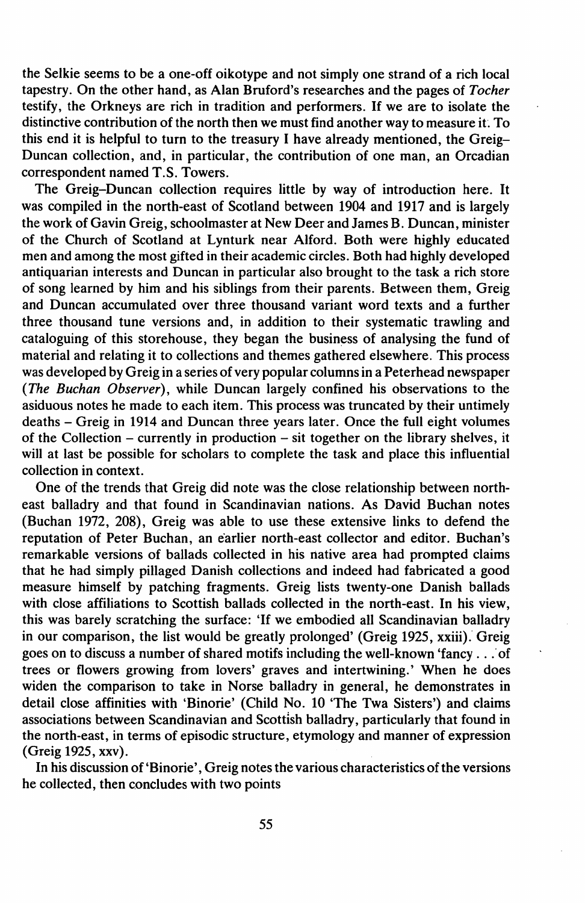the Selkie seems to be a one-off oikotype and not simply one strand of a rich local tapestry. On the other hand, as Alan Bruford's researches and the pages of *Tocher* testify, the Orkneys are rich in tradition and performers. If we are to isolate the distinctive contribution of the north then we must find another way to measure it. To this end it is helpful to turn to the treasury I have already mentioned, the Greig–Duncan collection, and, in particular, the contribution of one man, an Orcadian correspondent named T.S. Towers.

The Greig–Duncan collection requires little by way of introduction here. It was compiled in the north-east of Scotland between 1904 and 1917 and is largely the work of Gavin Greig, schoolmaster at New Deer and James B. Duncan, minister of the Church of Scotland at Lynturk near Alford. Both were highly educated men and among the most gifted in their academic circles. Both had highly developed antiquarian interests and Duncan in particular also brought to the task a rich store of song learned by him and his siblings from their parents. Between them, Greig and Duncan accumulated over three thousand variant word texts and a further three thousand tune versions and, in addition to their systematic trawling and cataloguing of this storehouse, they began the business of analysing the fund of material and relating it to collections and themes gathered elsewhere. This process was developed by Greig in a series of very popular columns in a Peterhead newspaper (*The Buchan Observer*), while Duncan largely confined his observations to the asiduous notes he made to each item. This process was truncated by their untimely deaths – Greig in 1914 and Duncan three years later. Once the full eight volumes of the Collection – currently in production – sit together on the library shelves, it will at last be possible for scholars to complete the task and place this influential collection in context.

One of the trends that Greig did note was the close relationship between north-east balladry and that found in Scandinavian nations. As David Buchan notes (Buchan 1972, 208), Greig was able to use these extensive links to defend the reputation of Peter Buchan, an earlier north-east collector and editor. Buchan's remarkable versions of ballads collected in his native area had prompted claims that he had simply pillaged Danish collections and indeed had fabricated a good measure himself by patching fragments. Greig lists twenty-one Danish ballads with close affiliations to Scottish ballads collected in the north-east. In his view, this was barely scratching the surface: 'If we embodied all Scandinavian balladry in our comparison, the list would be greatly prolonged' (Greig 1925, xxiii). Greig goes on to discuss a number of shared motifs including the well-known 'fancy . . . of trees or flowers growing from lovers' graves and intertwining.' When he does widen the comparison to take in Norse balladry in general, he demonstrates in detail close affinities with 'Binorie' (Child No. 10 'The Twa Sisters') and claims associations between Scandinavian and Scottish balladry, particularly that found in the north-east, in terms of episodic structure, etymology and manner of expression (Greig 1925, xxv).

In his discussion of 'Binorie', Greig notes the various characteristics of the versions he collected, then concludes with two points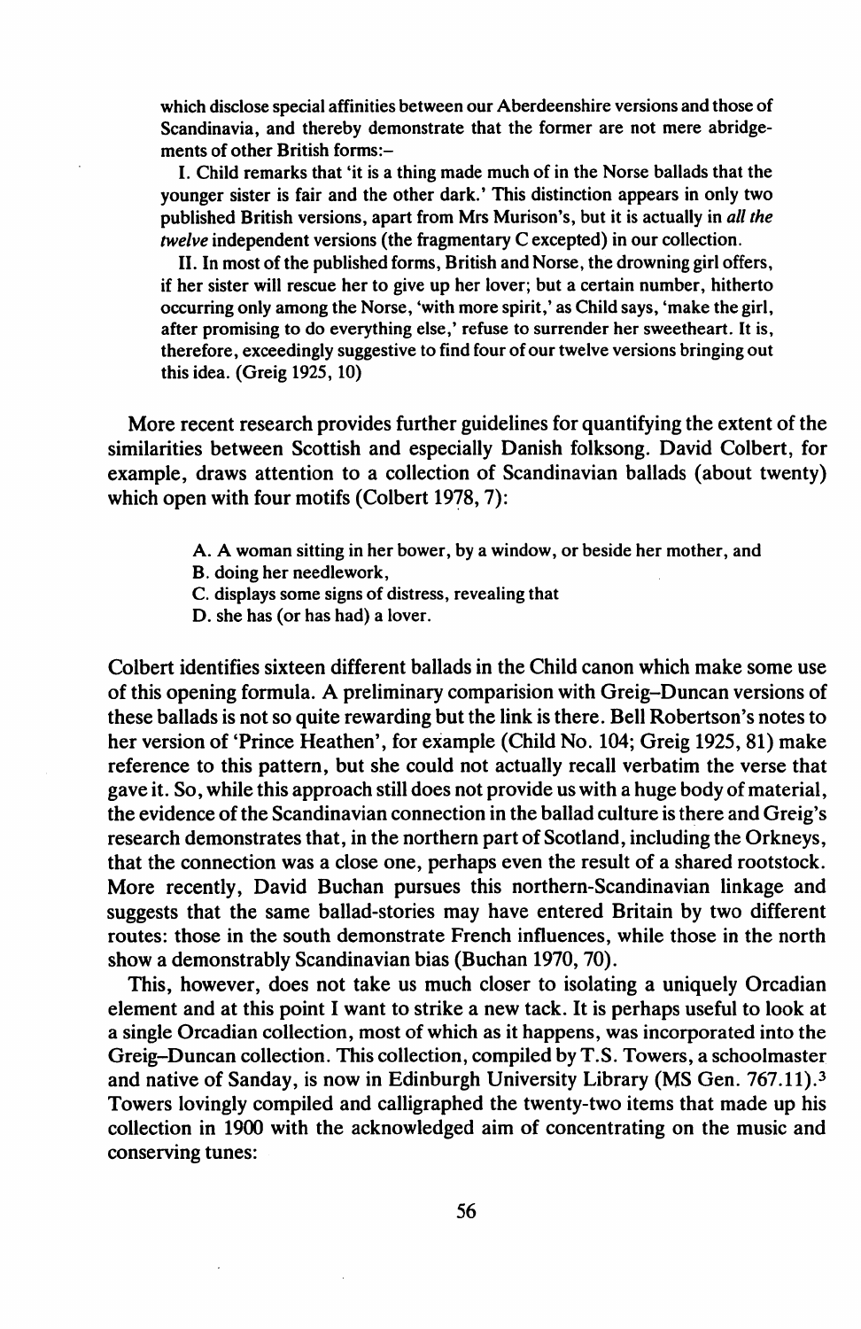> which disclose special affinities between our Aberdeenshire versions and those of Scandinavia, and thereby demonstrate that the former are not mere abridgements of other British forms:–
>
> I. Child remarks that 'it is a thing made much of in the Norse ballads that the younger sister is fair and the other dark.' This distinction appears in only two published British versions, apart from Mrs Murison's, but it is actually in *all the twelve* independent versions (the fragmentary C excepted) in our collection.
>
> II. In most of the published forms, British and Norse, the drowning girl offers, if her sister will rescue her to give up her lover; but a certain number, hitherto occurring only among the Norse, 'with more spirit,' as Child says, 'make the girl, after promising to do everything else,' refuse to surrender her sweetheart. It is, therefore, exceedingly suggestive to find four of our twelve versions bringing out this idea. (Greig 1925, 10)

More recent research provides further guidelines for quantifying the extent of the similarities between Scottish and especially Danish folksong. David Colbert, for example, draws attention to a collection of Scandinavian ballads (about twenty) which open with four motifs (Colbert 1978, 7):

> A. A woman sitting in her bower, by a window, or beside her mother, and
> B. doing her needlework,
> C. displays some signs of distress, revealing that
> D. she has (or has had) a lover.

Colbert identifies sixteen different ballads in the Child canon which make some use of this opening formula. A preliminary comparision with Greig–Duncan versions of these ballads is not so quite rewarding but the link is there. Bell Robertson's notes to her version of 'Prince Heathen', for example (Child No. 104; Greig 1925, 81) make reference to this pattern, but she could not actually recall verbatim the verse that gave it. So, while this approach still does not provide us with a huge body of material, the evidence of the Scandinavian connection in the ballad culture is there and Greig's research demonstrates that, in the northern part of Scotland, including the Orkneys, that the connection was a close one, perhaps even the result of a shared rootstock. More recently, David Buchan pursues this northern-Scandinavian linkage and suggests that the same ballad-stories may have entered Britain by two different routes: those in the south demonstrate French influences, while those in the north show a demonstrably Scandinavian bias (Buchan 1970, 70).

This, however, does not take us much closer to isolating a uniquely Orcadian element and at this point I want to strike a new tack. It is perhaps useful to look at a single Orcadian collection, most of which as it happens, was incorporated into the Greig–Duncan collection. This collection, compiled by T.S. Towers, a schoolmaster and native of Sanday, is now in Edinburgh University Library (MS Gen. 767.11).[3] Towers lovingly compiled and calligraphed the twenty-two items that made up his collection in 1900 with the acknowledged aim of concentrating on the music and conserving tunes: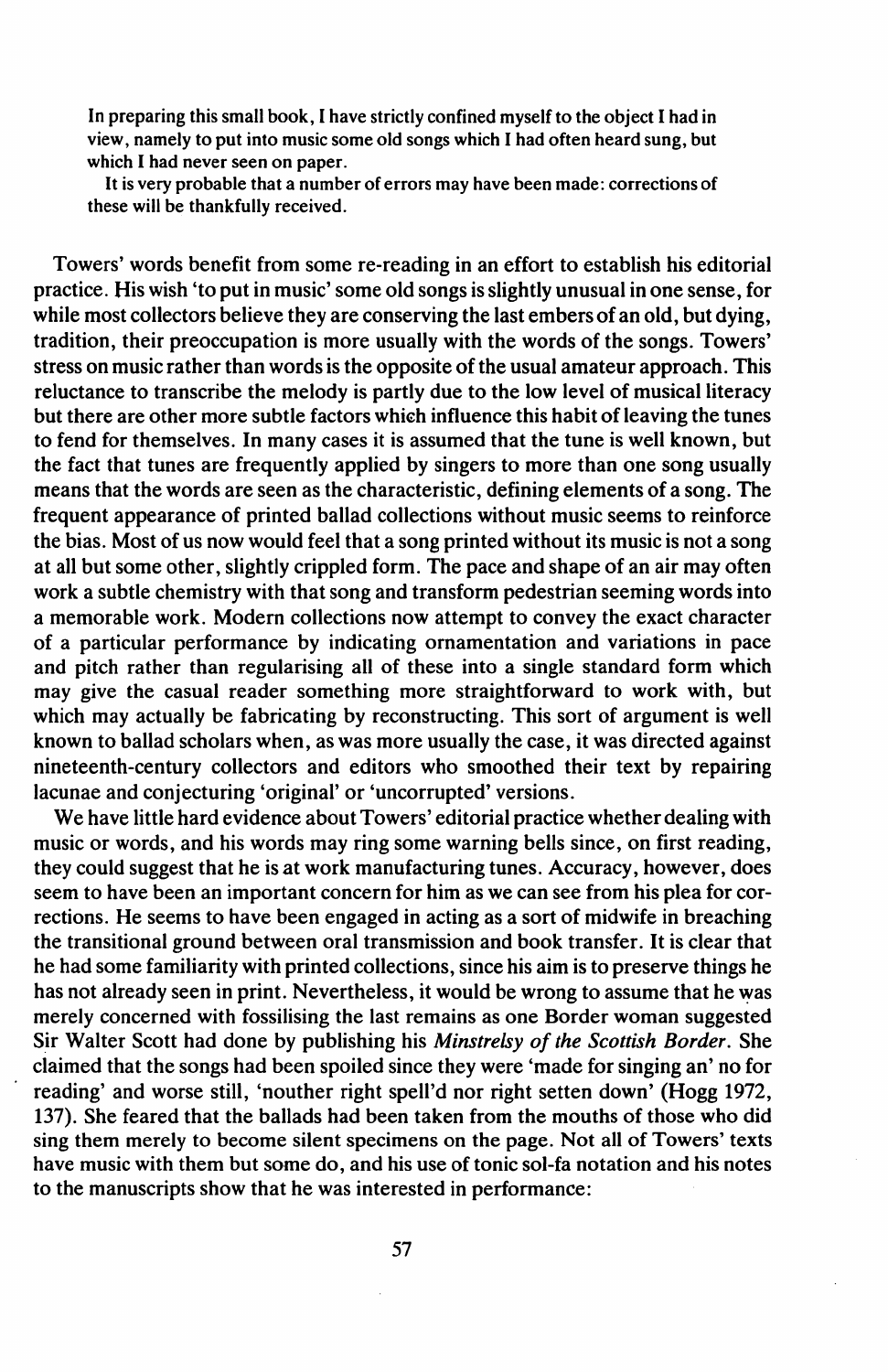> In preparing this small book, I have strictly confined myself to the object I had in view, namely to put into music some old songs which I had often heard sung, but which I had never seen on paper.
>
> It is very probable that a number of errors may have been made: corrections of these will be thankfully received.

Towers' words benefit from some re-reading in an effort to establish his editorial practice. His wish 'to put in music' some old songs is slightly unusual in one sense, for while most collectors believe they are conserving the last embers of an old, but dying, tradition, their preoccupation is more usually with the words of the songs. Towers' stress on music rather than words is the opposite of the usual amateur approach. This reluctance to transcribe the melody is partly due to the low level of musical literacy but there are other more subtle factors which influence this habit of leaving the tunes to fend for themselves. In many cases it is assumed that the tune is well known, but the fact that tunes are frequently applied by singers to more than one song usually means that the words are seen as the characteristic, defining elements of a song. The frequent appearance of printed ballad collections without music seems to reinforce the bias. Most of us now would feel that a song printed without its music is not a song at all but some other, slightly crippled form. The pace and shape of an air may often work a subtle chemistry with that song and transform pedestrian seeming words into a memorable work. Modern collections now attempt to convey the exact character of a particular performance by indicating ornamentation and variations in pace and pitch rather than regularising all of these into a single standard form which may give the casual reader something more straightforward to work with, but which may actually be fabricating by reconstructing. This sort of argument is well known to ballad scholars when, as was more usually the case, it was directed against nineteenth-century collectors and editors who smoothed their text by repairing lacunae and conjecturing 'original' or 'uncorrupted' versions.

We have little hard evidence about Towers' editorial practice whether dealing with music or words, and his words may ring some warning bells since, on first reading, they could suggest that he is at work manufacturing tunes. Accuracy, however, does seem to have been an important concern for him as we can see from his plea for corrections. He seems to have been engaged in acting as a sort of midwife in breaching the transitional ground between oral transmission and book transfer. It is clear that he had some familiarity with printed collections, since his aim is to preserve things he has not already seen in print. Nevertheless, it would be wrong to assume that he was merely concerned with fossilising the last remains as one Border woman suggested Sir Walter Scott had done by publishing his *Minstrelsy of the Scottish Border*. She claimed that the songs had been spoiled since they were 'made for singing an' no for reading' and worse still, 'nouther right spell'd nor right setten down' (Hogg 1972, 137). She feared that the ballads had been taken from the mouths of those who did sing them merely to become silent specimens on the page. Not all of Towers' texts have music with them but some do, and his use of tonic sol-fa notation and his notes to the manuscripts show that he was interested in performance: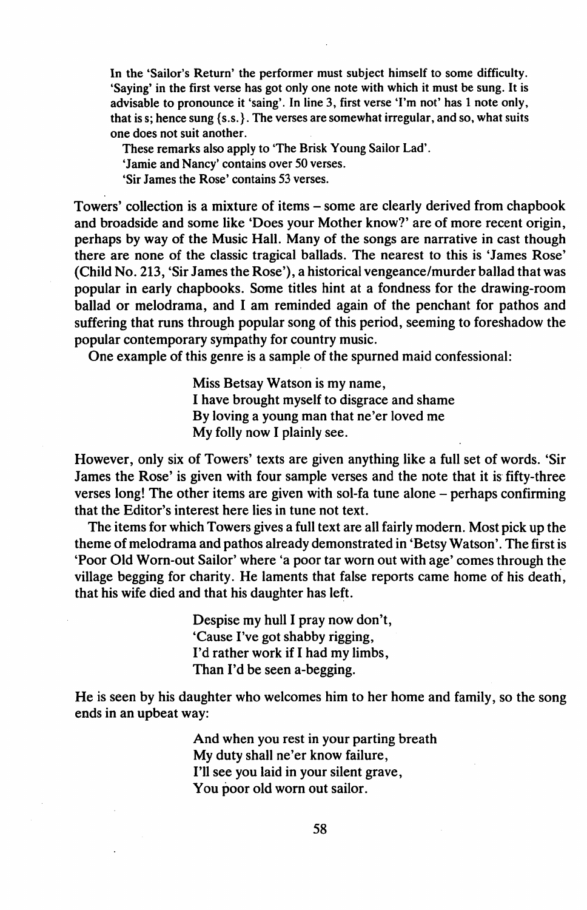In the 'Sailor's Return' the performer must subject himself to some difficulty. 'Saying' in the first verse has got only one note with which it must be sung. It is advisable to pronounce it 'saing'. In line 3, first verse 'I'm not' has 1 note only, that is s; hence sung {s.s.}. The verses are somewhat irregular, and so, what suits one does not suit another.

These remarks also apply to 'The Brisk Young Sailor Lad'.

'Jamie and Nancy' contains over 50 verses.

'Sir James the Rose' contains 53 verses.

Towers' collection is a mixture of items – some are clearly derived from chapbook and broadside and some like 'Does your Mother know?' are of more recent origin, perhaps by way of the Music Hall. Many of the songs are narrative in cast though there are none of the classic tragical ballads. The nearest to this is 'James Rose' (Child No. 213, 'Sir James the Rose'), a historical vengeance/murder ballad that was popular in early chapbooks. Some titles hint at a fondness for the drawing-room ballad or melodrama, and I am reminded again of the penchant for pathos and suffering that runs through popular song of this period, seeming to foreshadow the popular contemporary sympathy for country music.

One example of this genre is a sample of the spurned maid confessional:

> Miss Betsay Watson is my name,
> I have brought myself to disgrace and shame
> By loving a young man that ne'er loved me
> My folly now I plainly see.

However, only six of Towers' texts are given anything like a full set of words. 'Sir James the Rose' is given with four sample verses and the note that it is fifty-three verses long! The other items are given with sol-fa tune alone – perhaps confirming that the Editor's interest here lies in tune not text.

The items for which Towers gives a full text are all fairly modern. Most pick up the theme of melodrama and pathos already demonstrated in 'Betsy Watson'. The first is 'Poor Old Worn-out Sailor' where 'a poor tar worn out with age' comes through the village begging for charity. He laments that false reports came home of his death, that his wife died and that his daughter has left.

> Despise my hull I pray now don't,
> 'Cause I've got shabby rigging,
> I'd rather work if I had my limbs,
> Than I'd be seen a-begging.

He is seen by his daughter who welcomes him to her home and family, so the song ends in an upbeat way:

> And when you rest in your parting breath
> My duty shall ne'er know failure,
> I'll see you laid in your silent grave,
> You poor old worn out sailor.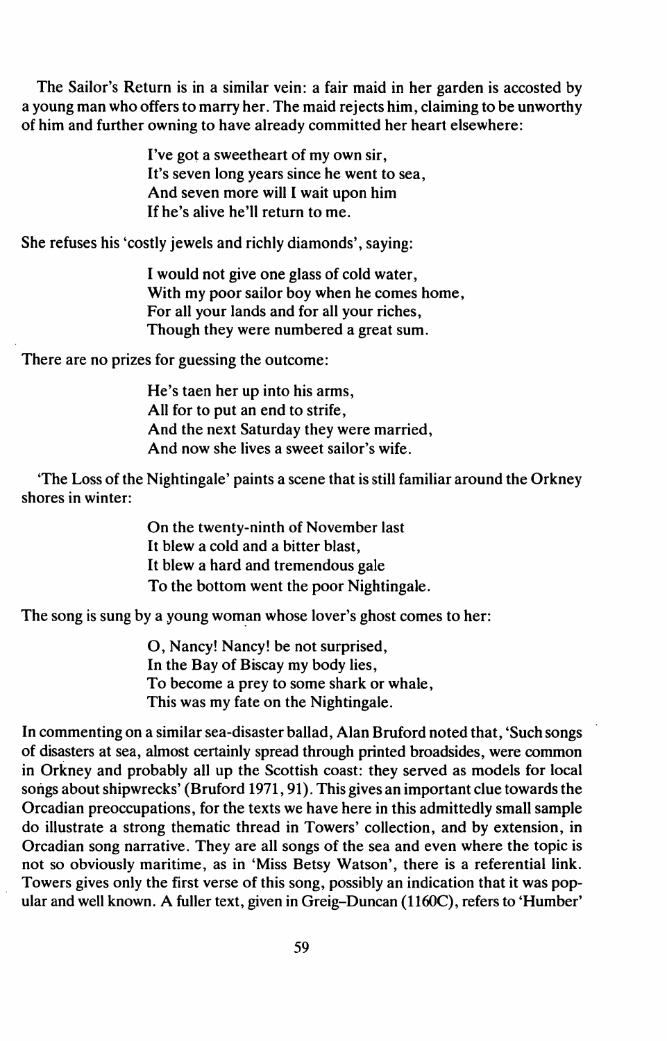The Sailor's Return is in a similar vein: a fair maid in her garden is accosted by a young man who offers to marry her. The maid rejects him, claiming to be unworthy of him and further owning to have already committed her heart elsewhere:

> I've got a sweetheart of my own sir,  
> It's seven long years since he went to sea,  
> And seven more will I wait upon him  
> If he's alive he'll return to me.

She refuses his 'costly jewels and richly diamonds', saying:

> I would not give one glass of cold water,  
> With my poor sailor boy when he comes home,  
> For all your lands and for all your riches,  
> Though they were numbered a great sum.

There are no prizes for guessing the outcome:

> He's taen her up into his arms,  
> All for to put an end to strife,  
> And the next Saturday they were married,  
> And now she lives a sweet sailor's wife.

'The Loss of the Nightingale' paints a scene that is still familiar around the Orkney shores in winter:

> On the twenty-ninth of November last  
> It blew a cold and a bitter blast,  
> It blew a hard and tremendous gale  
> To the bottom went the poor Nightingale.

The song is sung by a young woman whose lover's ghost comes to her:

> O, Nancy! Nancy! be not surprised,  
> In the Bay of Biscay my body lies,  
> To become a prey to some shark or whale,  
> This was my fate on the Nightingale.

In commenting on a similar sea-disaster ballad, Alan Bruford noted that, 'Such songs of disasters at sea, almost certainly spread through printed broadsides, were common in Orkney and probably all up the Scottish coast: they served as models for local songs about shipwrecks' (Bruford 1971, 91). This gives an important clue towards the Orcadian preoccupations, for the texts we have here in this admittedly small sample do illustrate a strong thematic thread in Towers' collection, and by extension, in Orcadian song narrative. They are all songs of the sea and even where the topic is not so obviously maritime, as in 'Miss Betsy Watson', there is a referential link. Towers gives only the first verse of this song, possibly an indication that it was popular and well known. A fuller text, given in Greig–Duncan (1160C), refers to 'Humber'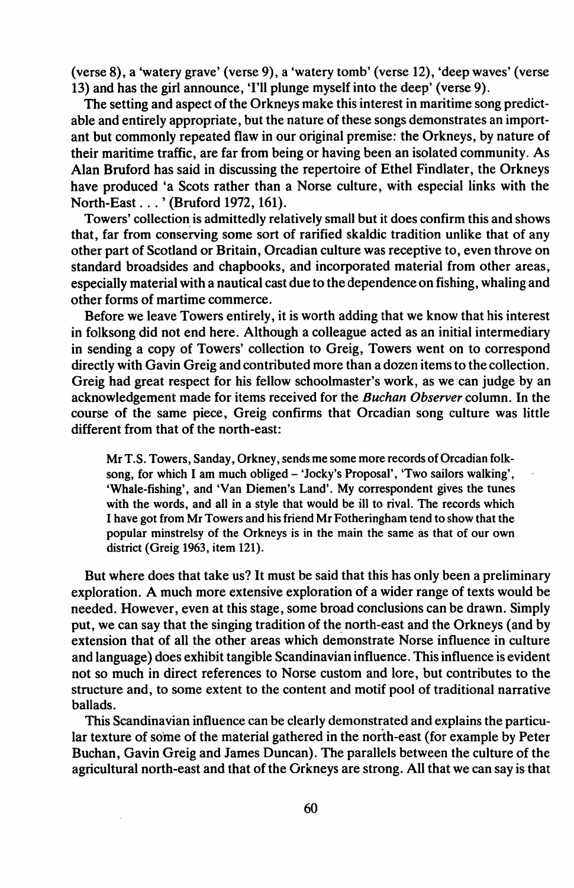(verse 8), a 'watery grave' (verse 9), a 'watery tomb' (verse 12), 'deep waves' (verse 13) and has the girl announce, 'I'll plunge myself into the deep' (verse 9).

The setting and aspect of the Orkneys make this interest in maritime song predictable and entirely appropriate, but the nature of these songs demonstrates an important but commonly repeated flaw in our original premise: the Orkneys, by nature of their maritime traffic, are far from being or having been an isolated community. As Alan Bruford has said in discussing the repertoire of Ethel Findlater, the Orkneys have produced 'a Scots rather than a Norse culture, with especial links with the North-East . . . ' (Bruford 1972, 161).

Towers' collection is admittedly relatively small but it does confirm this and shows that, far from conserving some sort of rarified skaldic tradition unlike that of any other part of Scotland or Britain, Orcadian culture was receptive to, even throve on standard broadsides and chapbooks, and incorporated material from other areas, especially material with a nautical cast due to the dependence on fishing, whaling and other forms of martime commerce.

Before we leave Towers entirely, it is worth adding that we know that his interest in folksong did not end here. Although a colleague acted as an initial intermediary in sending a copy of Towers' collection to Greig, Towers went on to correspond directly with Gavin Greig and contributed more than a dozen items to the collection. Greig had great respect for his fellow schoolmaster's work, as we can judge by an acknowledgement made for items received for the *Buchan Observer* column. In the course of the same piece, Greig confirms that Orcadian song culture was little different from that of the north-east:

> Mr T.S. Towers, Sanday, Orkney, sends me some more records of Orcadian folk-song, for which I am much obliged – 'Jocky's Proposal', 'Two sailors walking', 'Whale-fishing', and 'Van Diemen's Land'. My correspondent gives the tunes with the words, and all in a style that would be ill to rival. The records which I have got from Mr Towers and his friend Mr Fotheringham tend to show that the popular minstrelsy of the Orkneys is in the main the same as that of our own district (Greig 1963, item 121).

But where does that take us? It must be said that this has only been a preliminary exploration. A much more extensive exploration of a wider range of texts would be needed. However, even at this stage, some broad conclusions can be drawn. Simply put, we can say that the singing tradition of the north-east and the Orkneys (and by extension that of all the other areas which demonstrate Norse influence in culture and language) does exhibit tangible Scandinavian influence. This influence is evident not so much in direct references to Norse custom and lore, but contributes to the structure and, to some extent to the content and motif pool of traditional narrative ballads.

This Scandinavian influence can be clearly demonstrated and explains the particular texture of some of the material gathered in the north-east (for example by Peter Buchan, Gavin Greig and James Duncan). The parallels between the culture of the agricultural north-east and that of the Orkneys are strong. All that we can say is that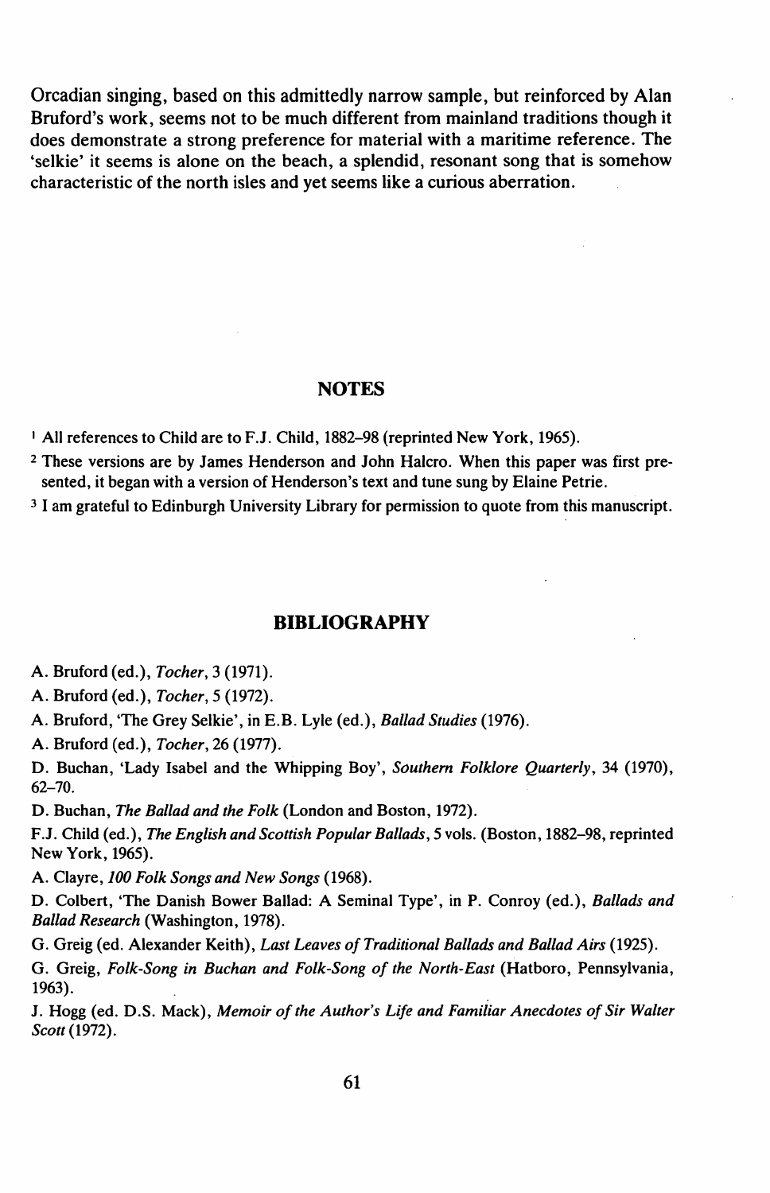Orcadian singing, based on this admittedly narrow sample, but reinforced by Alan Bruford's work, seems not to be much different from mainland traditions though it does demonstrate a strong preference for material with a maritime reference. The 'selkie' it seems is alone on the beach, a splendid, resonant song that is somehow characteristic of the north isles and yet seems like a curious aberration.

## NOTES

[1] All references to Child are to F.J. Child, 1882–98 (reprinted New York, 1965).

[2] These versions are by James Henderson and John Halcro. When this paper was first presented, it began with a version of Henderson's text and tune sung by Elaine Petrie.

[3] I am grateful to Edinburgh University Library for permission to quote from this manuscript.

## BIBLIOGRAPHY

A. Bruford (ed.), *Tocher*, 3 (1971).

A. Bruford (ed.), *Tocher*, 5 (1972).

A. Bruford, 'The Grey Selkie', in E.B. Lyle (ed.), *Ballad Studies* (1976).

A. Bruford (ed.), *Tocher*, 26 (1977).

D. Buchan, 'Lady Isabel and the Whipping Boy', *Southern Folklore Quarterly*, 34 (1970), 62–70.

D. Buchan, *The Ballad and the Folk* (London and Boston, 1972).

F.J. Child (ed.), *The English and Scottish Popular Ballads*, 5 vols. (Boston, 1882–98, reprinted New York, 1965).

A. Clayre, *100 Folk Songs and New Songs* (1968).

D. Colbert, 'The Danish Bower Ballad: A Seminal Type', in P. Conroy (ed.), *Ballads and Ballad Research* (Washington, 1978).

G. Greig (ed. Alexander Keith), *Last Leaves of Traditional Ballads and Ballad Airs* (1925).

G. Greig, *Folk-Song in Buchan and Folk-Song of the North-East* (Hatboro, Pennsylvania, 1963).

J. Hogg (ed. D.S. Mack), *Memoir of the Author's Life and Familiar Anecdotes of Sir Walter Scott* (1972).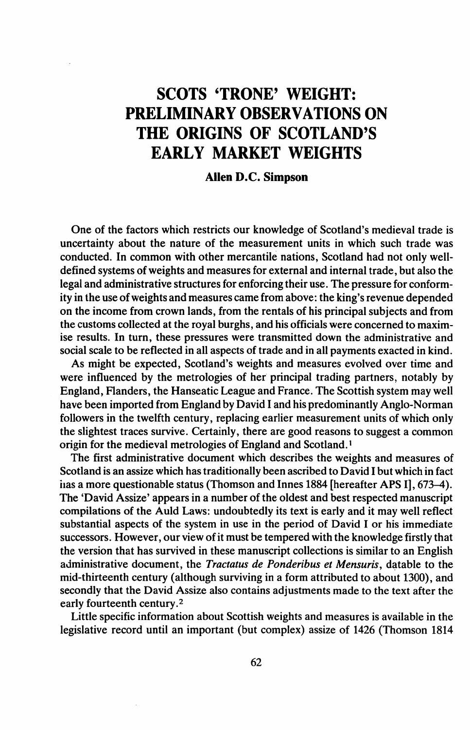# SCOTS 'TRONE' WEIGHT: PRELIMINARY OBSERVATIONS ON THE ORIGINS OF SCOTLAND'S EARLY MARKET WEIGHTS

**Allen D.C. Simpson**

One of the factors which restricts our knowledge of Scotland's medieval trade is uncertainty about the nature of the measurement units in which such trade was conducted. In common with other mercantile nations, Scotland had not only well-defined systems of weights and measures for external and internal trade, but also the legal and administrative structures for enforcing their use. The pressure for conformity in the use of weights and measures came from above: the king's revenue depended on the income from crown lands, from the rentals of his principal subjects and from the customs collected at the royal burghs, and his officials were concerned to maximise results. In turn, these pressures were transmitted down the administrative and social scale to be reflected in all aspects of trade and in all payments exacted in kind.

As might be expected, Scotland's weights and measures evolved over time and were influenced by the metrologies of her principal trading partners, notably by England, Flanders, the Hanseatic League and France. The Scottish system may well have been imported from England by David I and his predominantly Anglo-Norman followers in the twelfth century, replacing earlier measurement units of which only the slightest traces survive. Certainly, there are good reasons to suggest a common origin for the medieval metrologies of England and Scotland.[1]

The first administrative document which describes the weights and measures of Scotland is an assize which has traditionally been ascribed to David I but which in fact has a more questionable status (Thomson and Innes 1884 [hereafter APS I], 673–4). The 'David Assize' appears in a number of the oldest and best respected manuscript compilations of the Auld Laws: undoubtedly its text is early and it may well reflect substantial aspects of the system in use in the period of David I or his immediate successors. However, our view of it must be tempered with the knowledge firstly that the version that has survived in these manuscript collections is similar to an English administrative document, the *Tractatus de Ponderibus et Mensuris*, datable to the mid-thirteenth century (although surviving in a form attributed to about 1300), and secondly that the David Assize also contains adjustments made to the text after the early fourteenth century.[2]

Little specific information about Scottish weights and measures is available in the legislative record until an important (but complex) assize of 1426 (Thomson 1814